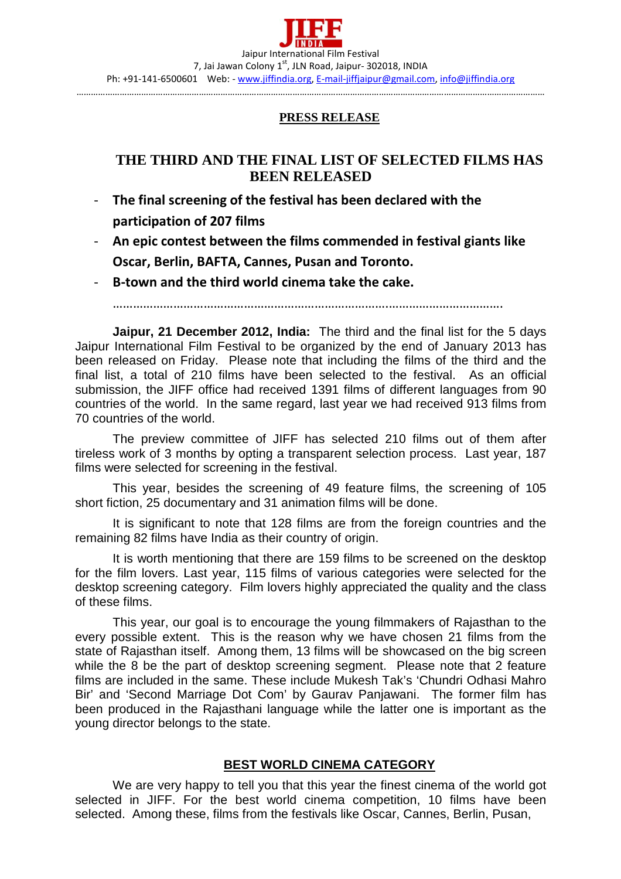JIFF INDIA

Jaipur International Film Festival
7, Jai Jawan Colony 1st, JLN Road, Jaipur- 302018, INDIA
Ph: +91-141-6500601 Web: - www.jiffindia.org, E-mail-jiffjaipur@gmail.com, info@jiffindia.org

**PRESS RELEASE**

## THE THIRD AND THE FINAL LIST OF SELECTED FILMS HAS BEEN RELEASED

- **The final screening of the festival has been declared with the participation of 207 films**
- **An epic contest between the films commended in festival giants like Oscar, Berlin, BAFTA, Cannes, Pusan and Toronto.**
- **B-town and the third world cinema take the cake.**

**Jaipur, 21 December 2012, India:** The third and the final list for the 5 days Jaipur International Film Festival to be organized by the end of January 2013 has been released on Friday. Please note that including the films of the third and the final list, a total of 210 films have been selected to the festival. As an official submission, the JIFF office had received 1391 films of different languages from 90 countries of the world. In the same regard, last year we had received 913 films from 70 countries of the world.

The preview committee of JIFF has selected 210 films out of them after tireless work of 3 months by opting a transparent selection process. Last year, 187 films were selected for screening in the festival.

This year, besides the screening of 49 feature films, the screening of 105 short fiction, 25 documentary and 31 animation films will be done.

It is significant to note that 128 films are from the foreign countries and the remaining 82 films have India as their country of origin.

It is worth mentioning that there are 159 films to be screened on the desktop for the film lovers. Last year, 115 films of various categories were selected for the desktop screening category. Film lovers highly appreciated the quality and the class of these films.

This year, our goal is to encourage the young filmmakers of Rajasthan to the every possible extent. This is the reason why we have chosen 21 films from the state of Rajasthan itself. Among them, 13 films will be showcased on the big screen while the 8 be the part of desktop screening segment. Please note that 2 feature films are included in the same. These include Mukesh Tak's 'Chundri Odhasi Mahro Bir' and 'Second Marriage Dot Com' by Gaurav Panjawani. The former film has been produced in the Rajasthani language while the latter one is important as the young director belongs to the state.

### BEST WORLD CINEMA CATEGORY

We are very happy to tell you that this year the finest cinema of the world got selected in JIFF. For the best world cinema competition, 10 films have been selected. Among these, films from the festivals like Oscar, Cannes, Berlin, Pusan,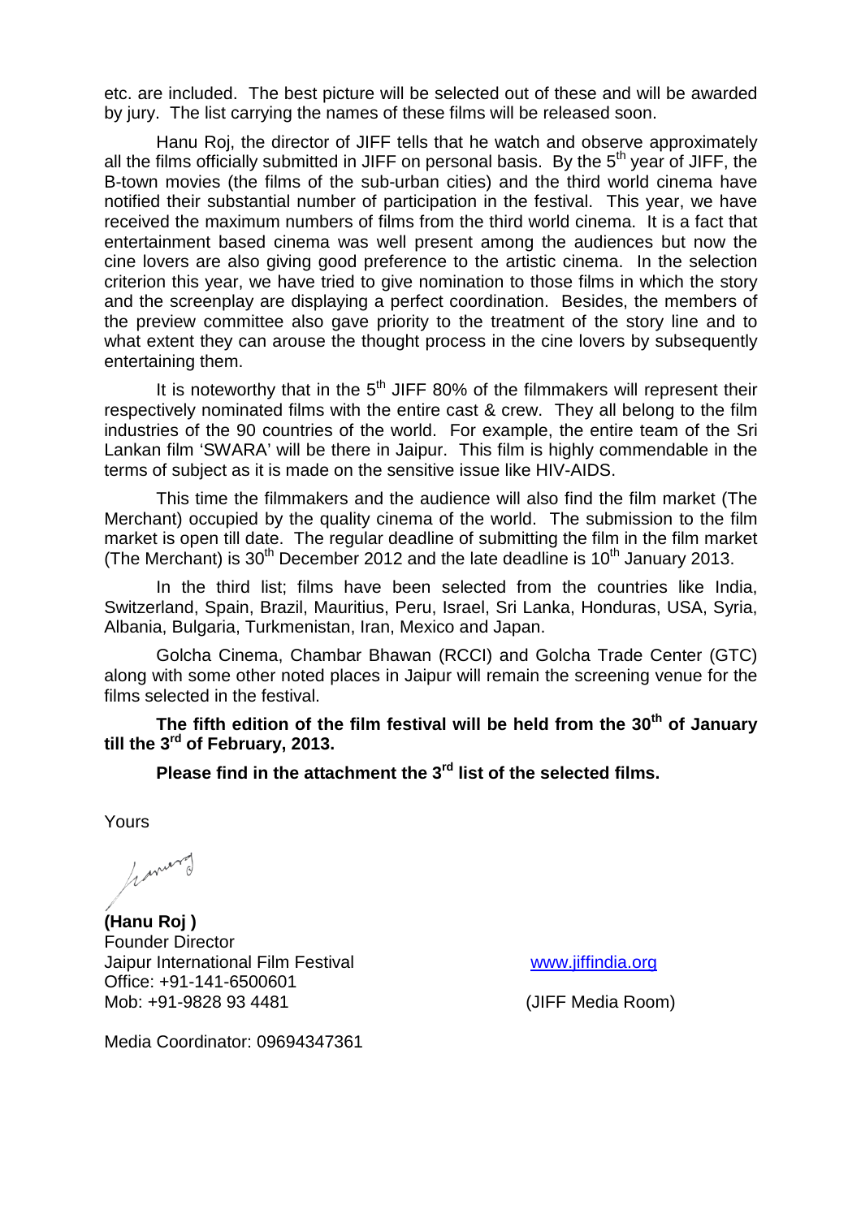etc. are included. The best picture will be selected out of these and will be awarded by jury. The list carrying the names of these films will be released soon.

Hanu Roj, the director of JIFF tells that he watch and observe approximately all the films officially submitted in JIFF on personal basis. By the 5th year of JIFF, the B-town movies (the films of the sub-urban cities) and the third world cinema have notified their substantial number of participation in the festival. This year, we have received the maximum numbers of films from the third world cinema. It is a fact that entertainment based cinema was well present among the audiences but now the cine lovers are also giving good preference to the artistic cinema. In the selection criterion this year, we have tried to give nomination to those films in which the story and the screenplay are displaying a perfect coordination. Besides, the members of the preview committee also gave priority to the treatment of the story line and to what extent they can arouse the thought process in the cine lovers by subsequently entertaining them.

It is noteworthy that in the 5th JIFF 80% of the filmmakers will represent their respectively nominated films with the entire cast & crew. They all belong to the film industries of the 90 countries of the world. For example, the entire team of the Sri Lankan film 'SWARA' will be there in Jaipur. This film is highly commendable in the terms of subject as it is made on the sensitive issue like HIV-AIDS.

This time the filmmakers and the audience will also find the film market (The Merchant) occupied by the quality cinema of the world. The submission to the film market is open till date. The regular deadline of submitting the film in the film market (The Merchant) is 30th December 2012 and the late deadline is 10th January 2013.

In the third list; films have been selected from the countries like India, Switzerland, Spain, Brazil, Mauritius, Peru, Israel, Sri Lanka, Honduras, USA, Syria, Albania, Bulgaria, Turkmenistan, Iran, Mexico and Japan.

Golcha Cinema, Chambar Bhawan (RCCI) and Golcha Trade Center (GTC) along with some other noted places in Jaipur will remain the screening venue for the films selected in the festival.

**The fifth edition of the film festival will be held from the 30th of January till the 3rd of February, 2013.**

**Please find in the attachment the 3rd list of the selected films.**

Yours

**(Hanu Roj )**
Founder Director
Jaipur International Film Festival www.jiffindia.org
Office: +91-141-6500601
Mob: +91-9828 93 4481 (JIFF Media Room)

Media Coordinator: 09694347361